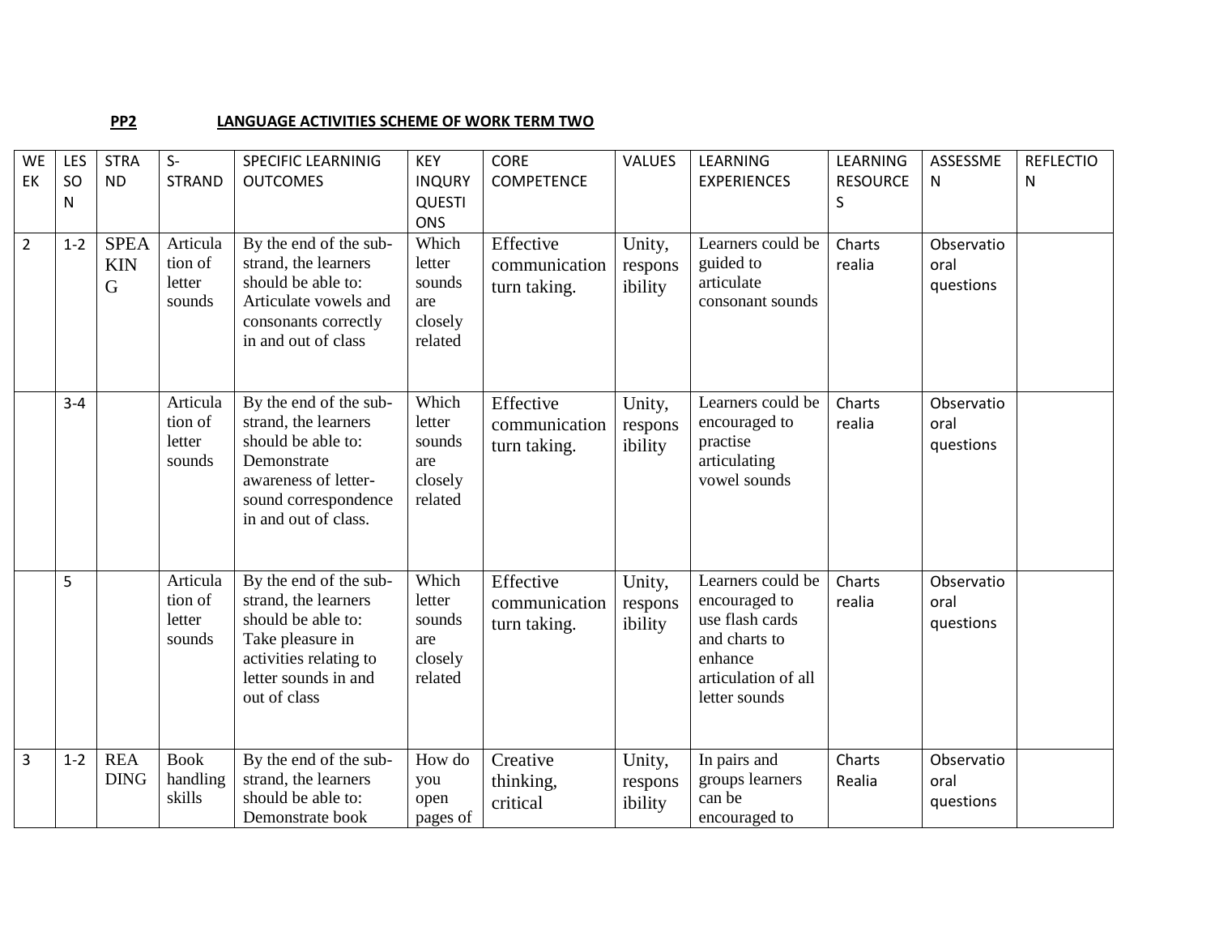**PP2** **LANGUAGE ACTIVITIES SCHEME OF WORK TERM TWO**

| WEEK | LESSON | STRAND | S-STRAND | SPECIFIC LEARNINIG OUTCOMES | KEY INQURY QUESTIONS | CORE COMPETENCE | VALUES | LEARNING EXPERIENCES | LEARNING RESOURCES | ASSESSMEN | REFLECTION |
|---|---|---|---|---|---|---|---|---|---|---|---|
| 2 | 1-2 | SPEAKING | Articulation of letter sounds | By the end of the sub-strand, the learners should be able to: Articulate vowels and consonants correctly in and out of class | Which letter sounds are closely related | Effective communication turn taking. | Unity, responsibility | Learners could be guided to articulate consonant sounds | Charts realia | Observatio oral questions | |
| | 3-4 | | Articulation of letter sounds | By the end of the sub-strand, the learners should be able to: Demonstrate awareness of letter-sound correspondence in and out of class. | Which letter sounds are closely related | Effective communication turn taking. | Unity, responsibility | Learners could be encouraged to practise articulating vowel sounds | Charts realia | Observatio oral questions | |
| | 5 | | Articulation of letter sounds | By the end of the sub-strand, the learners should be able to: Take pleasure in activities relating to letter sounds in and out of class | Which letter sounds are closely related | Effective communication turn taking. | Unity, responsibility | Learners could be encouraged to use flash cards and charts to enhance articulation of all letter sounds | Charts realia | Observatio oral questions | |
| 3 | 1-2 | READING | Book handling skills | By the end of the sub-strand, the learners should be able to: Demonstrate book | How do you open pages of | Creative thinking, critical | Unity, responsibility | In pairs and groups learners can be encouraged to | Charts Realia | Observatio oral questions | |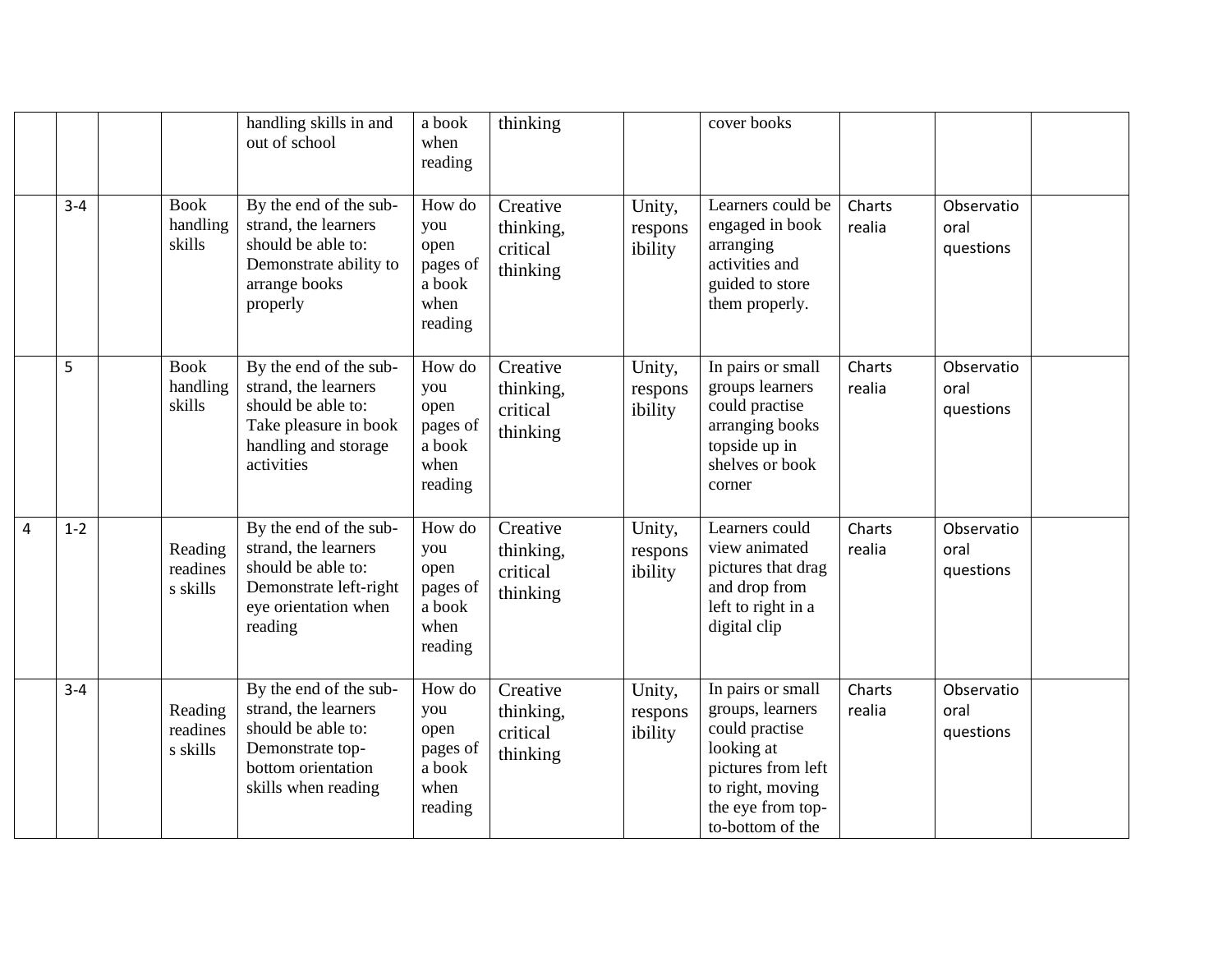| | | | | | | | | | | | |
|---|---|---|---|---|---|---|---|---|---|---|---|
| | | | | handling skills in and out of school | a book when reading | thinking | | cover books | | | |
| | 3-4 | | Book handling skills | By the end of the sub-strand, the learners should be able to: Demonstrate ability to arrange books properly | How do you open pages of a book when reading | Creative thinking, critical thinking | Unity, responsibility | Learners could be engaged in book arranging activities and guided to store them properly. | Charts realia | Observatio oral questions | |
| | 5 | | Book handling skills | By the end of the sub-strand, the learners should be able to: Take pleasure in book handling and storage activities | How do you open pages of a book when reading | Creative thinking, critical thinking | Unity, responsibility | In pairs or small groups learners could practise arranging books topside up in shelves or book corner | Charts realia | Observatio oral questions | |
| 4 | 1-2 | | Reading readiness skills | By the end of the sub-strand, the learners should be able to: Demonstrate left-right eye orientation when reading | How do you open pages of a book when reading | Creative thinking, critical thinking | Unity, responsibility | Learners could view animated pictures that drag and drop from left to right in a digital clip | Charts realia | Observatio oral questions | |
| | 3-4 | | Reading readiness skills | By the end of the sub-strand, the learners should be able to: Demonstrate top-bottom orientation skills when reading | How do you open pages of a book when reading | Creative thinking, critical thinking | Unity, responsibility | In pairs or small groups, learners could practise looking at pictures from left to right, moving the eye from top-to-bottom of the | Charts realia | Observatio oral questions | |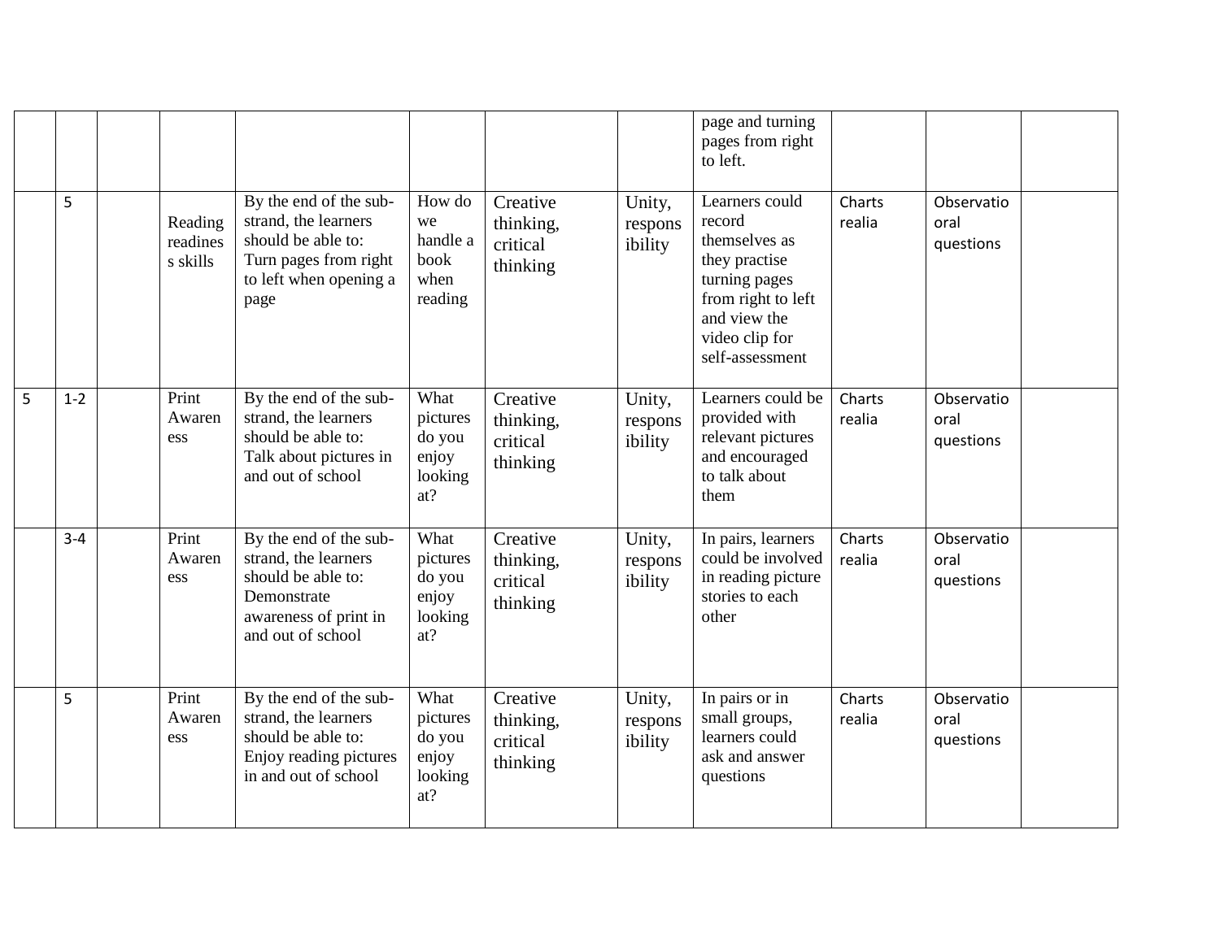| | | | | | | | | | | | |
|---|---|---|---|---|---|---|---|---|---|---|---|
| | | | | | | | | page and turning pages from right to left. | | | |
| | 5 | | Reading readiness skills | By the end of the sub-strand, the learners should be able to: Turn pages from right to left when opening a page | How do we handle a book when reading | Creative thinking, critical thinking | Unity, responsibility | Learners could record themselves as they practise turning pages from right to left and view the video clip for self-assessment | Charts realia | Observatio oral questions | |
| 5 | 1-2 | | Print Awareness | By the end of the sub-strand, the learners should be able to: Talk about pictures in and out of school | What pictures do you enjoy looking at? | Creative thinking, critical thinking | Unity, responsibility | Learners could be provided with relevant pictures and encouraged to talk about them | Charts realia | Observatio oral questions | |
| | 3-4 | | Print Awareness | By the end of the sub-strand, the learners should be able to: Demonstrate awareness of print in and out of school | What pictures do you enjoy looking at? | Creative thinking, critical thinking | Unity, responsibility | In pairs, learners could be involved in reading picture stories to each other | Charts realia | Observatio oral questions | |
| | 5 | | Print Awareness | By the end of the sub-strand, the learners should be able to: Enjoy reading pictures in and out of school | What pictures do you enjoy looking at? | Creative thinking, critical thinking | Unity, responsibility | In pairs or in small groups, learners could ask and answer questions | Charts realia | Observatio oral questions | |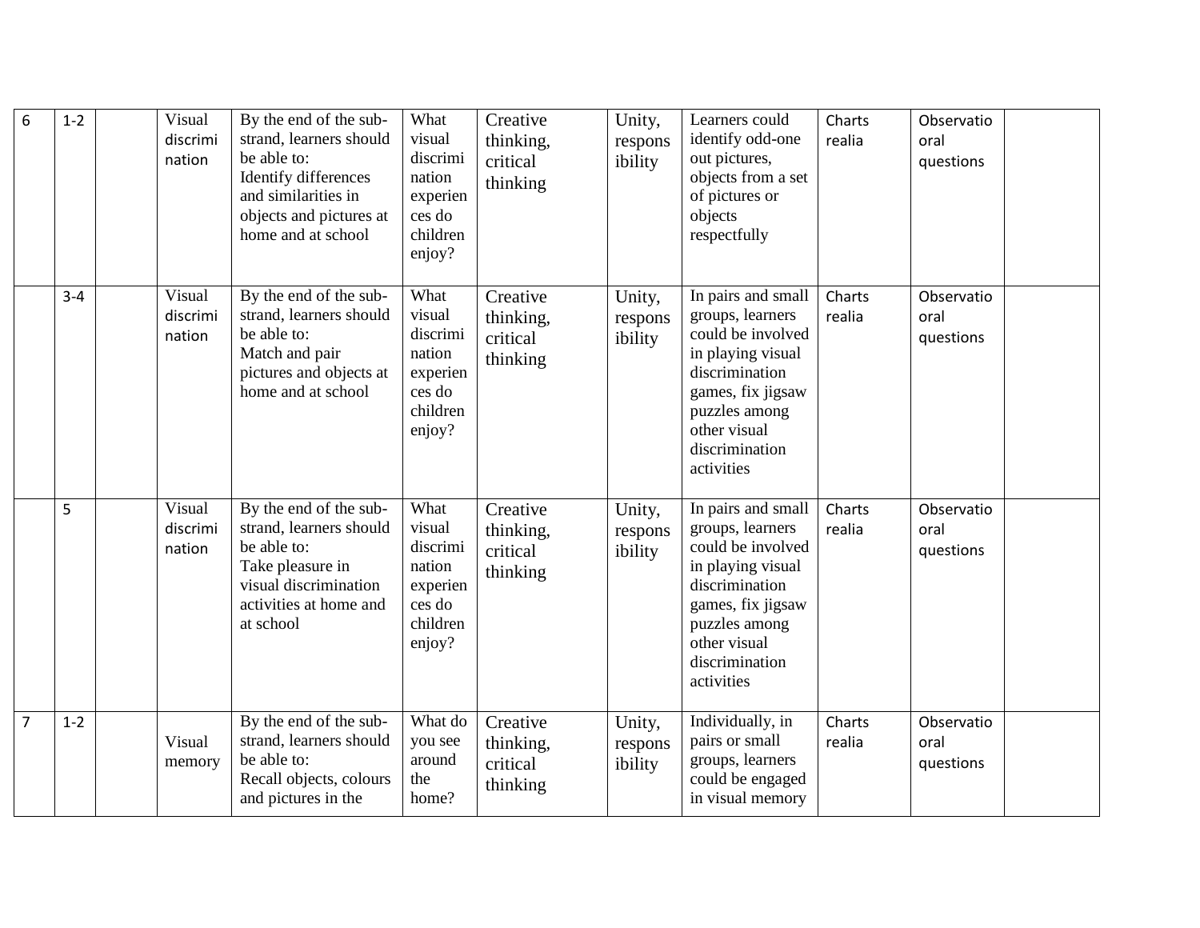| | | | | | | | | | | | |
|---|---|---|---|---|---|---|---|---|---|---|---|
| 6 | 1-2 | | Visual discrimination | By the end of the sub-strand, learners should be able to: Identify differences and similarities in objects and pictures at home and at school | What visual discrimination experiences do children enjoy? | Creative thinking, critical thinking | Unity, responsibility | Learners could identify odd-one out pictures, objects from a set of pictures or objects respectfully | Charts realia | Observatio oral questions | |
| | 3-4 | | Visual discrimination | By the end of the sub-strand, learners should be able to: Match and pair pictures and objects at home and at school | What visual discrimination experiences do children enjoy? | Creative thinking, critical thinking | Unity, responsibility | In pairs and small groups, learners could be involved in playing visual discrimination games, fix jigsaw puzzles among other visual discrimination activities | Charts realia | Observatio oral questions | |
| | 5 | | Visual discrimination | By the end of the sub-strand, learners should be able to: Take pleasure in visual discrimination activities at home and at school | What visual discrimination experiences do children enjoy? | Creative thinking, critical thinking | Unity, responsibility | In pairs and small groups, learners could be involved in playing visual discrimination games, fix jigsaw puzzles among other visual discrimination activities | Charts realia | Observatio oral questions | |
| 7 | 1-2 | | Visual memory | By the end of the sub-strand, learners should be able to: Recall objects, colours and pictures in the | What do you see around the home? | Creative thinking, critical thinking | Unity, responsibility | Individually, in pairs or small groups, learners could be engaged in visual memory | Charts realia | Observatio oral questions | |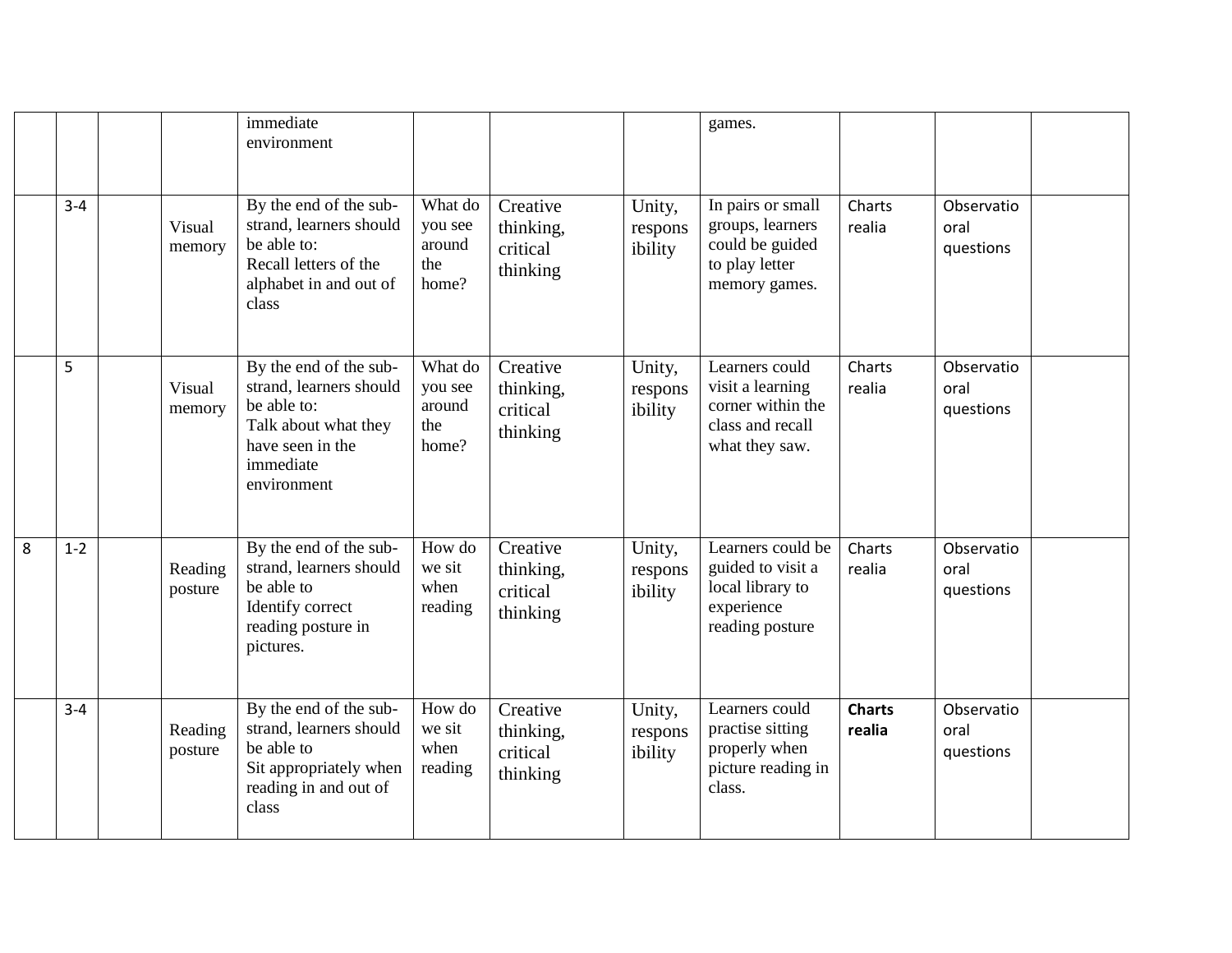| | | | | | | | | | | | |
|---|---|---|---|---|---|---|---|---|---|---|---|
| | | | | immediate environment | | | | games. | | | |
| | 3-4 | | Visual memory | By the end of the sub-strand, learners should be able to: Recall letters of the alphabet in and out of class | What do you see around the home? | Creative thinking, critical thinking | Unity, responsibility | In pairs or small groups, learners could be guided to play letter memory games. | Charts realia | Observatio oral questions | |
| | 5 | | Visual memory | By the end of the sub-strand, learners should be able to: Talk about what they have seen in the immediate environment | What do you see around the home? | Creative thinking, critical thinking | Unity, responsibility | Learners could visit a learning corner within the class and recall what they saw. | Charts realia | Observatio oral questions | |
| 8 | 1-2 | | Reading posture | By the end of the sub-strand, learners should be able to Identify correct reading posture in pictures. | How do we sit when reading | Creative thinking, critical thinking | Unity, responsibility | Learners could be guided to visit a local library to experience reading posture | Charts realia | Observatio oral questions | |
| | 3-4 | | Reading posture | By the end of the sub-strand, learners should be able to Sit appropriately when reading in and out of class | How do we sit when reading | Creative thinking, critical thinking | Unity, responsibility | Learners could practise sitting properly when picture reading in class. | **Charts realia** | Observatio oral questions | |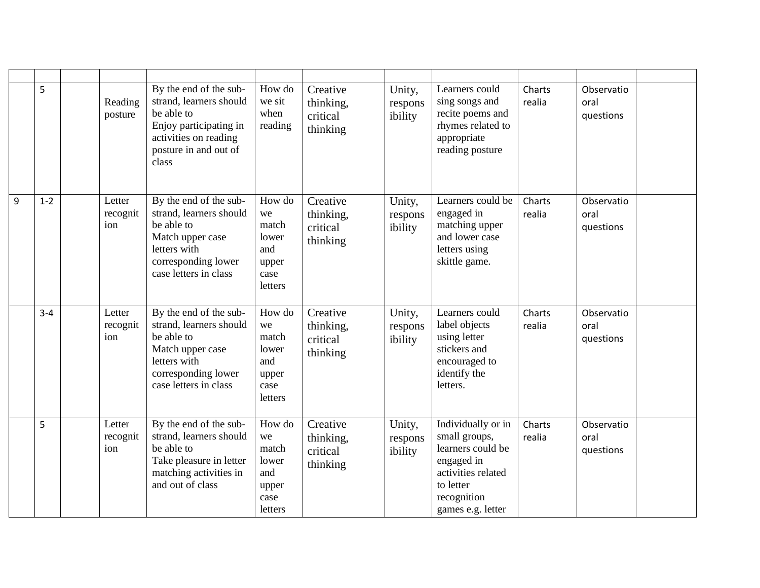| | | | | | | | | | | | |
|---|---|---|---|---|---|---|---|---|---|---|---|
| | 5 | | Reading posture | By the end of the sub-strand, learners should be able to Enjoy participating in activities on reading posture in and out of class | How do we sit when reading | Creative thinking, critical thinking | Unity, responsibility | Learners could sing songs and recite poems and rhymes related to appropriate reading posture | Charts realia | Observatio oral questions | |
| 9 | 1-2 | | Letter recognition | By the end of the sub-strand, learners should be able to Match upper case letters with corresponding lower case letters in class | How do we match lower and upper case letters | Creative thinking, critical thinking | Unity, responsibility | Learners could be engaged in matching upper and lower case letters using skittle game. | Charts realia | Observatio oral questions | |
| | 3-4 | | Letter recognition | By the end of the sub-strand, learners should be able to Match upper case letters with corresponding lower case letters in class | How do we match lower and upper case letters | Creative thinking, critical thinking | Unity, responsibility | Learners could label objects using letter stickers and encouraged to identify the letters. | Charts realia | Observatio oral questions | |
| | 5 | | Letter recognition | By the end of the sub-strand, learners should be able to Take pleasure in letter matching activities in and out of class | How do we match lower and upper case letters | Creative thinking, critical thinking | Unity, responsibility | Individually or in small groups, learners could be engaged in activities related to letter recognition games e.g. letter | Charts realia | Observatio oral questions | |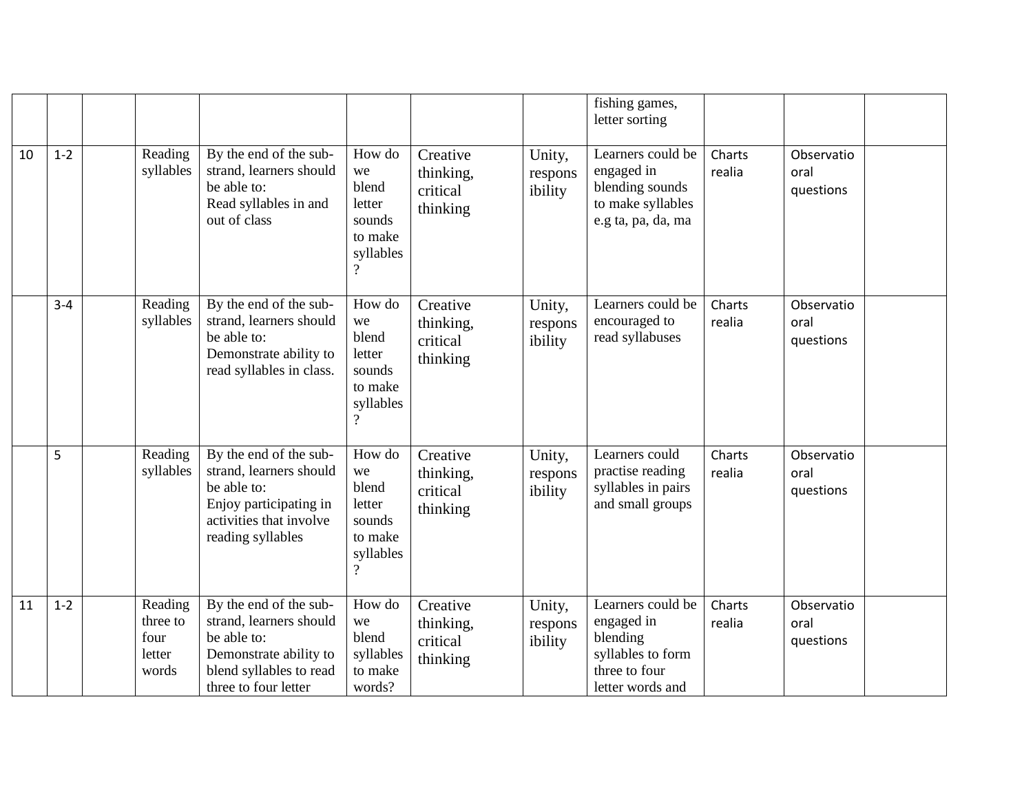| | | | | | | | | | | | |
|---|---|---|---|---|---|---|---|---|---|---|---|
| | | | | | | | | fishing games, letter sorting | | | |
| 10 | 1-2 | | Reading syllables | By the end of the sub-strand, learners should be able to: Read syllables in and out of class | How do we blend letter sounds to make syllables ? | Creative thinking, critical thinking | Unity, respons ibility | Learners could be engaged in blending sounds to make syllables e.g ta, pa, da, ma | Charts realia | Observatio oral questions | |
| | 3-4 | | Reading syllables | By the end of the sub-strand, learners should be able to: Demonstrate ability to read syllables in class. | How do we blend letter sounds to make syllables ? | Creative thinking, critical thinking | Unity, respons ibility | Learners could be encouraged to read syllabuses | Charts realia | Observatio oral questions | |
| | 5 | | Reading syllables | By the end of the sub-strand, learners should be able to: Enjoy participating in activities that involve reading syllables | How do we blend letter sounds to make syllables ? | Creative thinking, critical thinking | Unity, respons ibility | Learners could practise reading syllables in pairs and small groups | Charts realia | Observatio oral questions | |
| 11 | 1-2 | | Reading three to four letter words | By the end of the sub-strand, learners should be able to: Demonstrate ability to blend syllables to read three to four letter | How do we blend syllables to make words? | Creative thinking, critical thinking | Unity, respons ibility | Learners could be engaged in blending syllables to form three to four letter words and | Charts realia | Observatio oral questions | |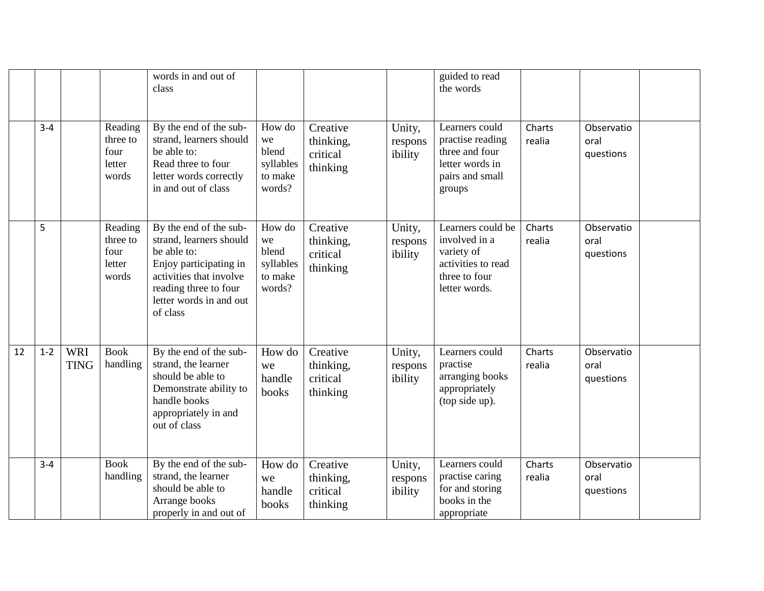| | | | | | | | | | | | |
|---|---|---|---|---|---|---|---|---|---|---|---|
| | | | | words in and out of class | | | | guided to read the words | | | |
| | 3-4 | | Reading three to four letter words | By the end of the sub-strand, learners should be able to: Read three to four letter words correctly in and out of class | How do we blend syllables to make words? | Creative thinking, critical thinking | Unity, respons ibility | Learners could practise reading three and four letter words in pairs and small groups | Charts realia | Observatio oral questions | |
| | 5 | | Reading three to four letter words | By the end of the sub-strand, learners should be able to: Enjoy participating in activities that involve reading three to four letter words in and out of class | How do we blend syllables to make words? | Creative thinking, critical thinking | Unity, respons ibility | Learners could be involved in a variety of activities to read three to four letter words. | Charts realia | Observatio oral questions | |
| 12 | 1-2 | WRI TING | Book handling | By the end of the sub-strand, the learner should be able to Demonstrate ability to handle books appropriately in and out of class | How do we handle books | Creative thinking, critical thinking | Unity, respons ibility | Learners could practise arranging books appropriately (top side up). | Charts realia | Observatio oral questions | |
| | 3-4 | | Book handling | By the end of the sub-strand, the learner should be able to Arrange books properly in and out of | How do we handle books | Creative thinking, critical thinking | Unity, respons ibility | Learners could practise caring for and storing books in the appropriate | Charts realia | Observatio oral questions | |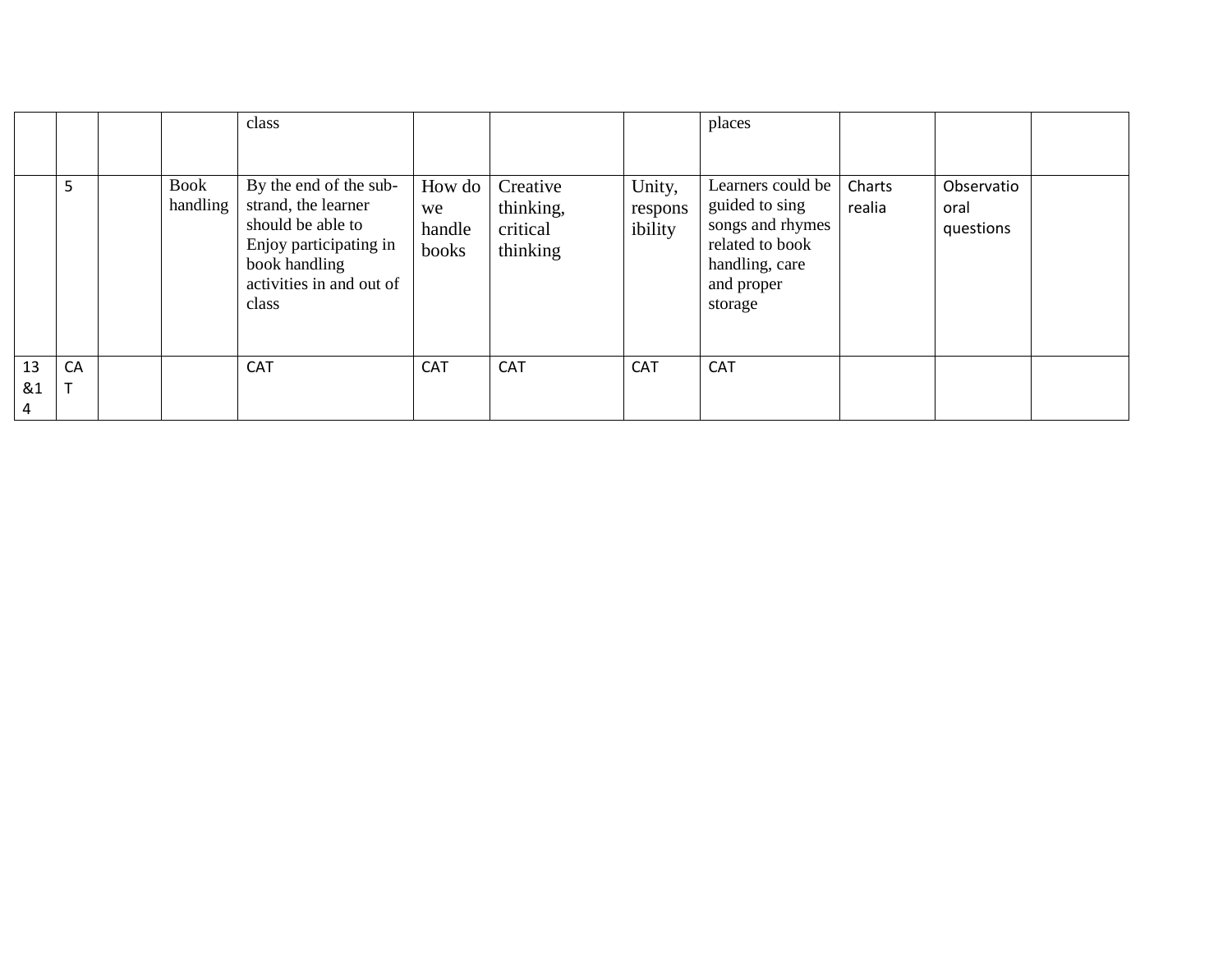| | | | | | | | | | | | |
|---|---|---|---|---|---|---|---|---|---|---|---|
| | | | | class | | | | places | | | |
| | 5 | | Book handling | By the end of the sub-strand, the learner should be able to Enjoy participating in book handling activities in and out of class | How do we handle books | Creative thinking, critical thinking | Unity, responsibility | Learners could be guided to sing songs and rhymes related to book handling, care and proper storage | Charts realia | Observatio oral questions | |
| 13 &14 | CAT | | | CAT | CAT | CAT | CAT | CAT | | | |